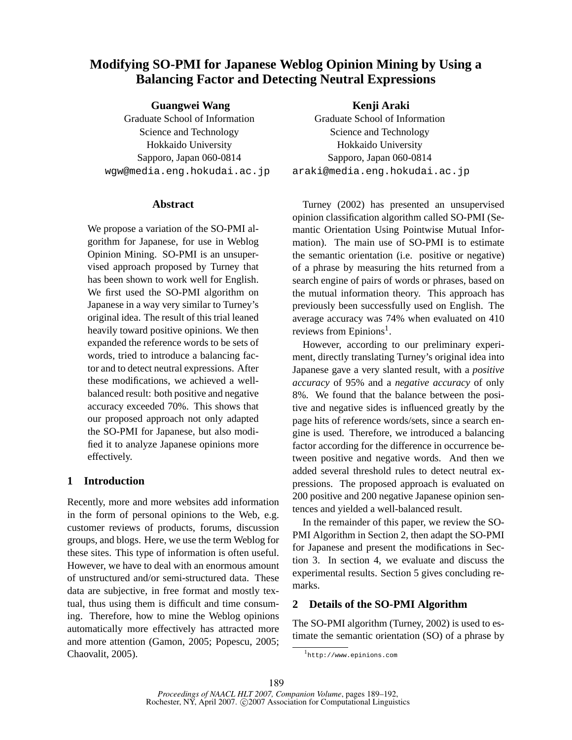# Modifying SO-PMI for Japanese Weblog Opinion Mining by Using a Balancing Factor and Detecting Neutral Expressions

**Guangwei Wang**
Graduate School of Information Science and Technology
Hokkaido University
Sapporo, Japan 060-0814
wgw@media.eng.hokudai.ac.jp

**Kenji Araki**
Graduate School of Information Science and Technology
Hokkaido University
Sapporo, Japan 060-0814
araki@media.eng.hokudai.ac.jp

## Abstract

We propose a variation of the SO-PMI algorithm for Japanese, for use in Weblog Opinion Mining. SO-PMI is an unsupervised approach proposed by Turney that has been shown to work well for English. We first used the SO-PMI algorithm on Japanese in a way very similar to Turney's original idea. The result of this trial leaned heavily toward positive opinions. We then expanded the reference words to be sets of words, tried to introduce a balancing factor and to detect neutral expressions. After these modifications, we achieved a well-balanced result: both positive and negative accuracy exceeded 70%. This shows that our proposed approach not only adapted the SO-PMI for Japanese, but also modified it to analyze Japanese opinions more effectively.

## 1 Introduction

Recently, more and more websites add information in the form of personal opinions to the Web, e.g. customer reviews of products, forums, discussion groups, and blogs. Here, we use the term Weblog for these sites. This type of information is often useful. However, we have to deal with an enormous amount of unstructured and/or semi-structured data. These data are subjective, in free format and mostly textual, thus using them is difficult and time consuming. Therefore, how to mine the Weblog opinions automatically more effectively has attracted more and more attention (Gamon, 2005; Popescu, 2005; Chaovalit, 2005).

Turney (2002) has presented an unsupervised opinion classification algorithm called SO-PMI (Semantic Orientation Using Pointwise Mutual Information). The main use of SO-PMI is to estimate the semantic orientation (i.e. positive or negative) of a phrase by measuring the hits returned from a search engine of pairs of words or phrases, based on the mutual information theory. This approach has previously been successfully used on English. The average accuracy was 74% when evaluated on 410 reviews from Epinions[1].

However, according to our preliminary experiment, directly translating Turney's original idea into Japanese gave a very slanted result, with a *positive accuracy* of 95% and a *negative accuracy* of only 8%. We found that the balance between the positive and negative sides is influenced greatly by the page hits of reference words/sets, since a search engine is used. Therefore, we introduced a balancing factor according for the difference in occurrence between positive and negative words. And then we added several threshold rules to detect neutral expressions. The proposed approach is evaluated on 200 positive and 200 negative Japanese opinion sentences and yielded a well-balanced result.

In the remainder of this paper, we review the SO-PMI Algorithm in Section 2, then adapt the SO-PMI for Japanese and present the modifications in Section 3. In section 4, we evaluate and discuss the experimental results. Section 5 gives concluding remarks.

## 2 Details of the SO-PMI Algorithm

The SO-PMI algorithm (Turney, 2002) is used to estimate the semantic orientation (SO) of a phrase by

[1] http://www.epinions.com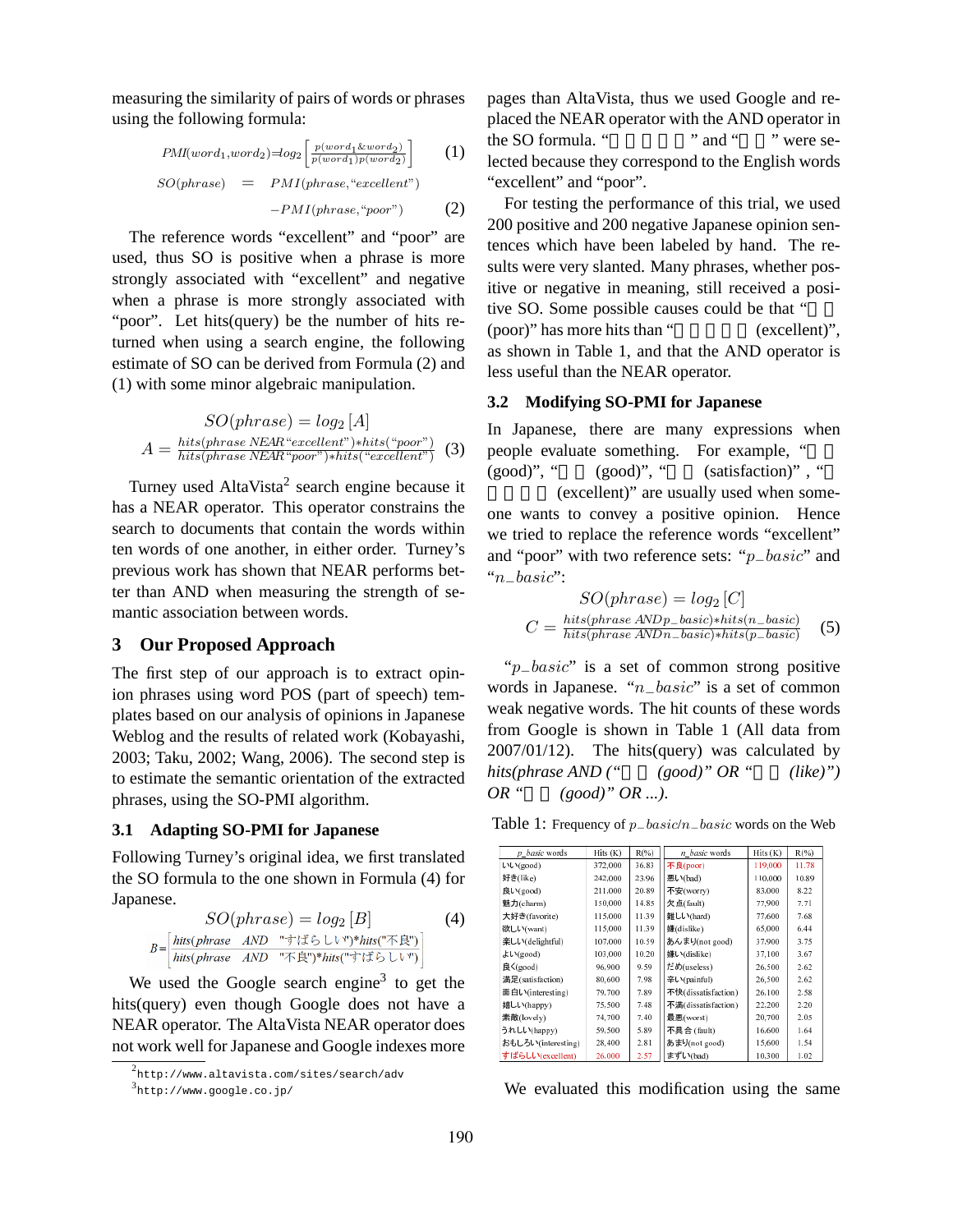measuring the similarity of pairs of words or phrases using the following formula:

$$PMI(word_1, word_2) = log_2 \left[ \frac{p(word_1 \& word_2)}{p(word_1)p(word_2)} \right] \quad (1)$$

$$SO(phrase) = PMI(phrase, \text{“}excellent\text{”}) - PMI(phrase, \text{“}poor\text{”}) \quad (2)$$

The reference words “excellent” and “poor” are used, thus SO is positive when a phrase is more strongly associated with “excellent” and negative when a phrase is more strongly associated with “poor”. Let hits(query) be the number of hits returned when using a search engine, the following estimate of SO can be derived from Formula (2) and (1) with some minor algebraic manipulation.

$$SO(phrase) = log_2 [A]$$

$$A = \frac{hits(phrase\ NEAR\ \text{“}excellent\text{”}) * hits(\text{“}poor\text{”})}{hits(phrase\ NEAR\ \text{“}poor\text{”}) * hits(\text{“}excellent\text{”})} \quad (3)$$

Turney used AltaVista[2] search engine because it has a NEAR operator. This operator constrains the search to documents that contain the words within ten words of one another, in either order. Turney's previous work has shown that NEAR performs better than AND when measuring the strength of semantic association between words.

## 3 Our Proposed Approach

The first step of our approach is to extract opinion phrases using word POS (part of speech) templates based on our analysis of opinions in Japanese Weblog and the results of related work (Kobayashi, 2003; Taku, 2002; Wang, 2006). The second step is to estimate the semantic orientation of the extracted phrases, using the SO-PMI algorithm.

### 3.1 Adapting SO-PMI for Japanese

Following Turney's original idea, we first translated the SO formula to the one shown in Formula (4) for Japanese.

$$SO(phrase) = log_2 [B] \quad (4)$$

$$B = \left[ \frac{hits(phrase\ \ AND\ \ \text{"すばらしい"}) * hits(\text{"不良"})}{hits(phrase\ \ AND\ \ \text{"不良"}) * hits(\text{"すばらしい"})} \right]$$

We used the Google search engine[3] to get the hits(query) even though Google does not have a NEAR operator. The AltaVista NEAR operator does not work well for Japanese and Google indexes more pages than AltaVista, thus we used Google and replaced the NEAR operator with the AND operator in the SO formula. “すばらしい” and “不良” were selected because they correspond to the English words “excellent” and “poor”.

For testing the performance of this trial, we used 200 positive and 200 negative Japanese opinion sentences which have been labeled by hand. The results were very slanted. Many phrases, whether positive or negative in meaning, still received a positive SO. Some possible causes could be that “不良 (poor)” has more hits than “すばらしい (excellent)”, as shown in Table 1, and that the AND operator is less useful than the NEAR operator.

### 3.2 Modifying SO-PMI for Japanese

In Japanese, there are many expressions when people evaluate something. For example, “いい (good)”, “良い (good)”, “満足 (satisfaction)” , “すばらしい (excellent)” are usually used when someone wants to convey a positive opinion. Hence we tried to replace the reference words “excellent” and “poor” with two reference sets: “$p\_basic$” and “$n\_basic$”:

$$SO(phrase) = log_2 [C]$$

$$C = \frac{hits(phrase\ AND p\_basic) * hits(n\_basic)}{hits(phrase\ AND n\_basic) * hits(p\_basic)} \quad (5)$$

“$p\_basic$” is a set of common strong positive words in Japanese. “$n\_basic$” is a set of common weak negative words. The hit counts of these words from Google is shown in Table 1 (All data from 2007/01/12). The hits(query) was calculated by *hits(phrase AND (“いい (good)” OR “好き (like)”) OR “良い (good)” OR ...).*

Table 1: Frequency of $p\_basic$/$n\_basic$ words on the Web

| p_basic words | Hits (K) | R(%) | n_basic words | Hits (K) | R(%) |
|---|---|---|---|---|---|
| いい(good) | 372,000 | 36.83 | 不良(poor) | 119,000 | 11.78 |
| 好き(like) | 242,000 | 23.96 | 悪い(bad) | 110,000 | 10.89 |
| 良い(good) | 211,000 | 20.89 | 不安(worry) | 83,000 | 8.22 |
| 魅力(charm) | 150,000 | 14.85 | 欠点(fault) | 77,900 | 7.71 |
| 大好き(favorite) | 115,000 | 11.39 | 難しい(hard) | 77,600 | 7.68 |
| 欲しい(want) | 115,000 | 11.39 | 嫌(dislike) | 65,000 | 6.44 |
| 楽しい(delightful) | 107,000 | 10.59 | あんまり(not good) | 37,900 | 3.75 |
| よい(good) | 103,000 | 10.20 | 嫌い(dislike) | 37,100 | 3.67 |
| 良く(good) | 96,900 | 9.59 | だめ(useless) | 26,500 | 2.62 |
| 満足(satisfaction) | 80,600 | 7.98 | 辛い(painful) | 26,500 | 2.62 |
| 面白い(interesting) | 79,700 | 7.89 | 不快(dissatisfaction) | 26,100 | 2.58 |
| 嬉しい(happy) | 75,500 | 7.48 | 不満(dissatisfaction) | 22,200 | 2.20 |
| 素敵(lovely) | 74,700 | 7.40 | 最悪(worst) | 20,700 | 2.05 |
| うれしい(happy) | 59,500 | 5.89 | 不具合(fault) | 16,600 | 1.64 |
| おもしろい(interesting) | 28,400 | 2.81 | あまり(not good) | 15,600 | 1.54 |
| すばらしい(excellent) | 26,000 | 2.57 | まずい(bad) | 10,300 | 1.02 |

We evaluated this modification using the same

[2] http://www.altavista.com/sites/search/adv

[3] http://www.google.co.jp/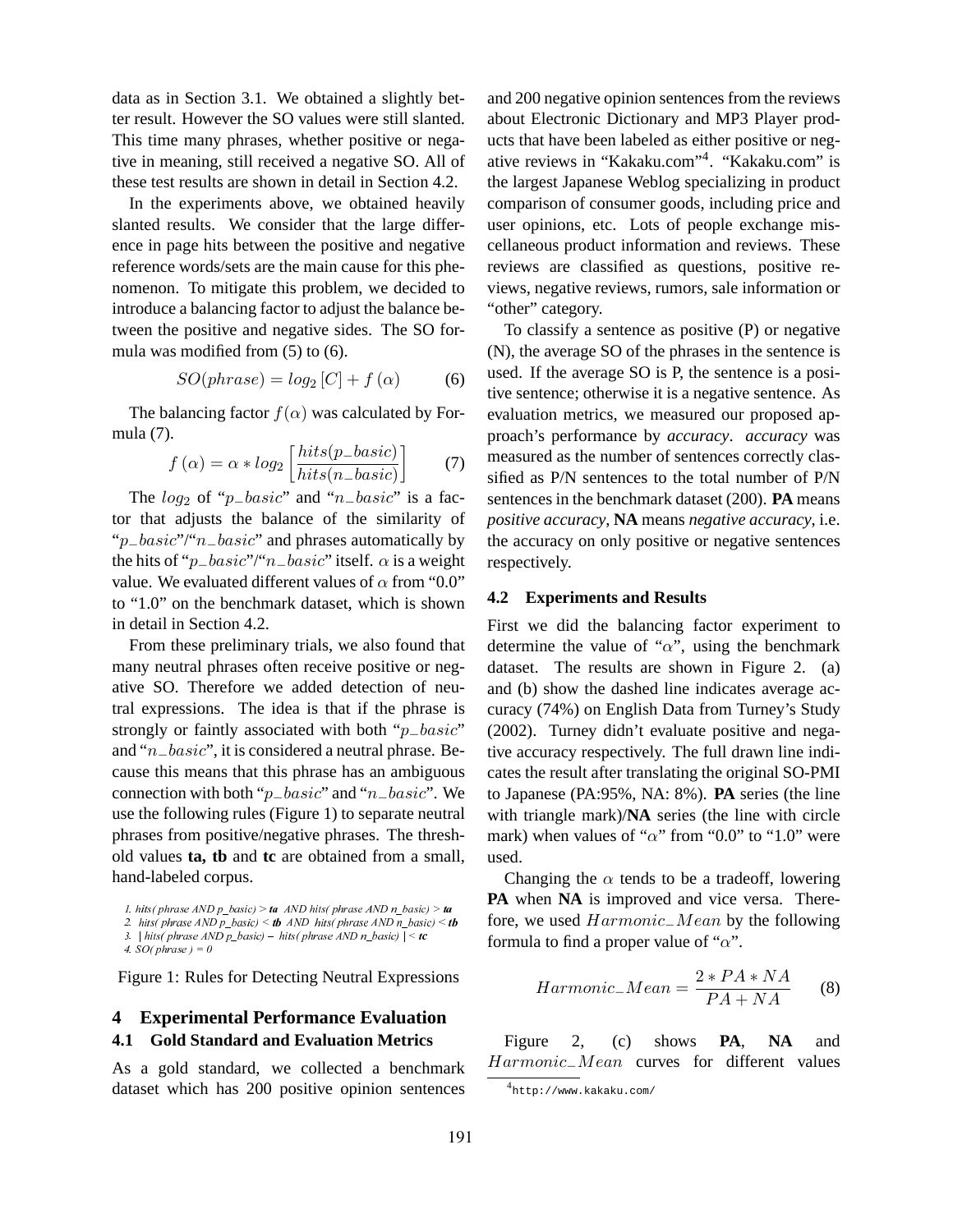data as in Section 3.1. We obtained a slightly better result. However the SO values were still slanted. This time many phrases, whether positive or negative in meaning, still received a negative SO. All of these test results are shown in detail in Section 4.2.

In the experiments above, we obtained heavily slanted results. We consider that the large difference in page hits between the positive and negative reference words/sets are the main cause for this phenomenon. To mitigate this problem, we decided to introduce a balancing factor to adjust the balance between the positive and negative sides. The SO formula was modified from (5) to (6).

$$SO(phrase) = log_2 [C] + f(\alpha) \tag{6}$$

The balancing factor $f(\alpha)$ was calculated by Formula (7).

$$f(\alpha) = \alpha * log_2 \left[ \frac{hits(p\_basic)}{hits(n\_basic)} \right] \tag{7}$$

The $log_2$ of "$p\_basic$" and "$n\_basic$" is a factor that adjusts the balance of the similarity of "$p\_basic$"/"$n\_basic$" and phrases automatically by the hits of "$p\_basic$"/"$n\_basic$" itself. $\alpha$ is a weight value. We evaluated different values of $\alpha$ from "0.0" to "1.0" on the benchmark dataset, which is shown in detail in Section 4.2.

From these preliminary trials, we also found that many neutral phrases often receive positive or negative SO. Therefore we added detection of neutral expressions. The idea is that if the phrase is strongly or faintly associated with both "$p\_basic$" and "$n\_basic$", it is considered a neutral phrase. Because this means that this phrase has an ambiguous connection with both "$p\_basic$" and "$n\_basic$". We use the following rules (Figure 1) to separate neutral phrases from positive/negative phrases. The threshold values **ta, tb** and **tc** are obtained from a small, hand-labeled corpus.

1. *hits( phrase AND p_basic) >* ***ta*** *AND hits( phrase AND n_basic) >* ***ta***
2. *hits( phrase AND p_basic) <* ***tb*** *AND hits( phrase AND n_basic) <* ***tb***
3. *| hits( phrase AND p_basic) – hits( phrase AND n_basic) | <* ***tc***
4. *SO( phrase ) = 0*

Figure 1: Rules for Detecting Neutral Expressions

## 4 Experimental Performance Evaluation

### 4.1 Gold Standard and Evaluation Metrics

As a gold standard, we collected a benchmark dataset which has 200 positive opinion sentences and 200 negative opinion sentences from the reviews about Electronic Dictionary and MP3 Player products that have been labeled as either positive or negative reviews in "Kakaku.com"[4]. "Kakaku.com" is the largest Japanese Weblog specializing in product comparison of consumer goods, including price and user opinions, etc. Lots of people exchange miscellaneous product information and reviews. These reviews are classified as questions, positive reviews, negative reviews, rumors, sale information or "other" category.

To classify a sentence as positive (P) or negative (N), the average SO of the phrases in the sentence is used. If the average SO is P, the sentence is a positive sentence; otherwise it is a negative sentence. As evaluation metrics, we measured our proposed approach's performance by *accuracy*. *accuracy* was measured as the number of sentences correctly classified as P/N sentences to the total number of P/N sentences in the benchmark dataset (200). **PA** means *positive accuracy*, **NA** means *negative accuracy*, i.e. the accuracy on only positive or negative sentences respectively.

### 4.2 Experiments and Results

First we did the balancing factor experiment to determine the value of "$\alpha$", using the benchmark dataset. The results are shown in Figure 2. (a) and (b) show the dashed line indicates average accuracy (74%) on English Data from Turney's Study (2002). Turney didn't evaluate positive and negative accuracy respectively. The full drawn line indicates the result after translating the original SO-PMI to Japanese (PA:95%, NA: 8%). **PA** series (the line with triangle mark)/**NA** series (the line with circle mark) when values of "$\alpha$" from "0.0" to "1.0" were used.

Changing the $\alpha$ tends to be a tradeoff, lowering **PA** when **NA** is improved and vice versa. Therefore, we used $Harmonic\_Mean$ by the following formula to find a proper value of "$\alpha$".

$$Harmonic\_Mean = \frac{2 * PA * NA}{PA + NA} \tag{8}$$

Figure 2, (c) shows **PA**, **NA** and $Harmonic\_Mean$ curves for different values

[4] http://www.kakaku.com/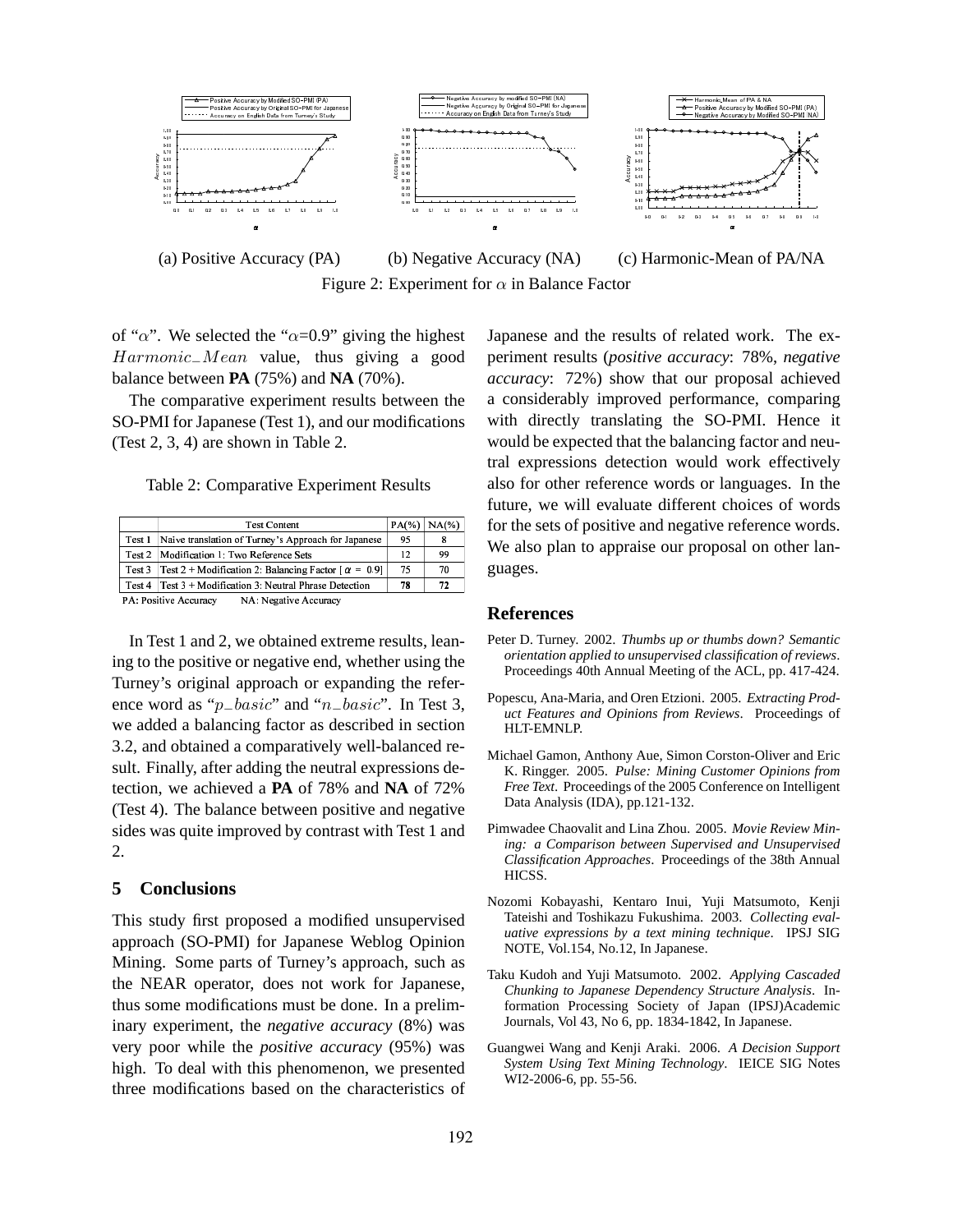Positive Accuracy by Modified SO-PMI (PA)
Positive Accuracy by Original SO-PMI for Japanese
Accuracy on English Data from Turney's Study

Negative Accuracy by modified SO-PMI (NA)
Negative Accuracy by Original SO-PMI for Japanese
Accuracy on English Data from Turney's Study

Harmonic_Mean of PA & NA
Positive Accuracy by Modified SO-PMI (PA)
Negative Accuracy by Modified SO-PMI (NA)

(a) Positive Accuracy (PA) (b) Negative Accuracy (NA) (c) Harmonic-Mean of PA/NA

Figure 2: Experiment for $\alpha$ in Balance Factor

of "$\alpha$". We selected the "$\alpha$=0.9" giving the highest $Harmonic\_Mean$ value, thus giving a good balance between **PA** (75%) and **NA** (70%).

The comparative experiment results between the SO-PMI for Japanese (Test 1), and our modifications (Test 2, 3, 4) are shown in Table 2.

Table 2: Comparative Experiment Results

| | Test Content | PA(%) | NA(%) |
|---|---|---|---|
| Test 1 | Naive translation of Turney's Approach for Japanese | 95 | 8 |
| Test 2 | Modification 1: Two Reference Sets | 12 | 99 |
| Test 3 | Test 2 + Modification 2: Balancing Factor [ $\alpha$ = 0.9] | 75 | 70 |
| Test 4 | Test 3 + Modification 3: Neutral Phrase Detection | **78** | **72** |

PA: Positive Accuracy NA: Negative Accuracy

In Test 1 and 2, we obtained extreme results, leaning to the positive or negative end, whether using the Turney's original approach or expanding the reference word as "$p\_basic$" and "$n\_basic$". In Test 3, we added a balancing factor as described in section 3.2, and obtained a comparatively well-balanced result. Finally, after adding the neutral expressions detection, we achieved a **PA** of 78% and **NA** of 72% (Test 4). The balance between positive and negative sides was quite improved by contrast with Test 1 and 2.

## 5 Conclusions

This study first proposed a modified unsupervised approach (SO-PMI) for Japanese Weblog Opinion Mining. Some parts of Turney's approach, such as the NEAR operator, does not work for Japanese, thus some modifications must be done. In a preliminary experiment, the *negative accuracy* (8%) was very poor while the *positive accuracy* (95%) was high. To deal with this phenomenon, we presented three modifications based on the characteristics of Japanese and the results of related work. The experiment results (*positive accuracy*: 78%, *negative accuracy*: 72%) show that our proposal achieved a considerably improved performance, comparing with directly translating the SO-PMI. Hence it would be expected that the balancing factor and neutral expressions detection would work effectively also for other reference words or languages. In the future, we will evaluate different choices of words for the sets of positive and negative reference words. We also plan to appraise our proposal on other languages.

## References

Peter D. Turney. 2002. *Thumbs up or thumbs down? Semantic orientation applied to unsupervised classification of reviews*. Proceedings 40th Annual Meeting of the ACL, pp. 417-424.

Popescu, Ana-Maria, and Oren Etzioni. 2005. *Extracting Product Features and Opinions from Reviews*. Proceedings of HLT-EMNLP.

Michael Gamon, Anthony Aue, Simon Corston-Oliver and Eric K. Ringger. 2005. *Pulse: Mining Customer Opinions from Free Text*. Proceedings of the 2005 Conference on Intelligent Data Analysis (IDA), pp.121-132.

Pimwadee Chaovalit and Lina Zhou. 2005. *Movie Review Mining: a Comparison between Supervised and Unsupervised Classification Approaches*. Proceedings of the 38th Annual HICSS.

Nozomi Kobayashi, Kentaro Inui, Yuji Matsumoto, Kenji Tateishi and Toshikazu Fukushima. 2003. *Collecting evaluative expressions by a text mining technique*. IPSJ SIG NOTE, Vol.154, No.12, In Japanese.

Taku Kudoh and Yuji Matsumoto. 2002. *Applying Cascaded Chunking to Japanese Dependency Structure Analysis*. Information Processing Society of Japan (IPSJ)Academic Journals, Vol 43, No 6, pp. 1834-1842, In Japanese.

Guangwei Wang and Kenji Araki. 2006. *A Decision Support System Using Text Mining Technology*. IEICE SIG Notes WI2-2006-6, pp. 55-56.